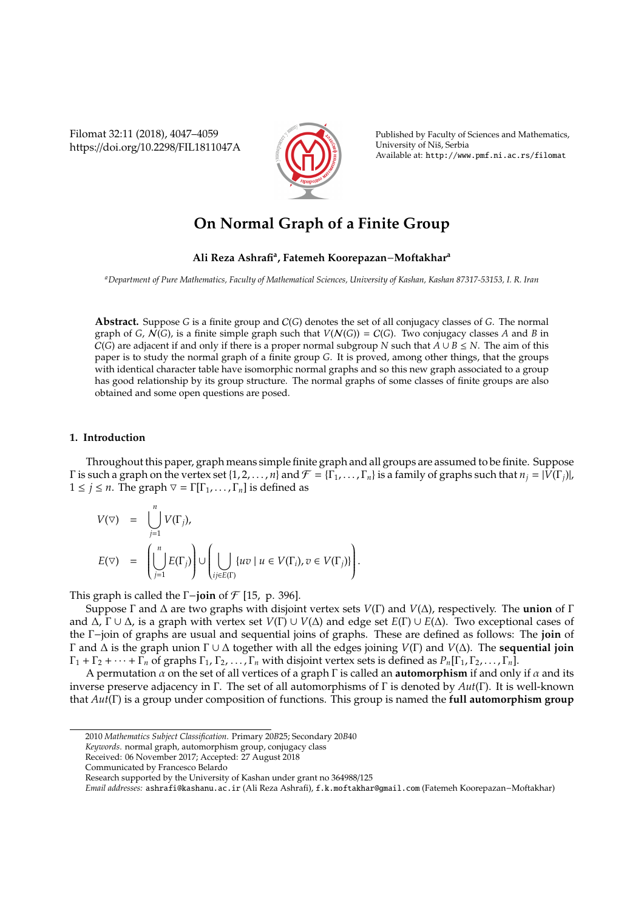# On Normal Graph of a Finite Group

**Ali Reza Ashrafi[a], Fatemeh Koorepazan−Moftakhar[a]**

*[a]Department of Pure Mathematics, Faculty of Mathematical Sciences, University of Kashan, Kashan 87317-53153, I. R. Iran*

**Abstract.** Suppose $G$ is a finite group and $\mathcal{C}(G)$ denotes the set of all conjugacy classes of $G$. The normal graph of $G$, $\mathcal{N}(G)$, is a finite simple graph such that $V(\mathcal{N}(G)) = \mathcal{C}(G)$. Two conjugacy classes $A$ and $B$ in $\mathcal{C}(G)$ are adjacent if and only if there is a proper normal subgroup $N$ such that $A \cup B \le N$. The aim of this paper is to study the normal graph of a finite group $G$. It is proved, among other things, that the groups with identical character table have isomorphic normal graphs and so this new graph associated to a group has good relationship by its group structure. The normal graphs of some classes of finite groups are also obtained and some open questions are posed.

## 1. Introduction

Throughout this paper, graph means simple finite graph and all groups are assumed to be finite. Suppose $\Gamma$ is such a graph on the vertex set $\{1, 2, \ldots, n\}$ and $\mathcal{F} = \{\Gamma_1, \ldots, \Gamma_n\}$ is a family of graphs such that $n_j = |V(\Gamma_j)|$, $1 \le j \le n$. The graph $\triangledown = \Gamma[\Gamma_1, \ldots, \Gamma_n]$ is defined as

$$
\begin{aligned}
V(\triangledown) &= \bigcup_{j=1}^{n} V(\Gamma_j), \\
E(\triangledown) &= \left(\bigcup_{j=1}^{n} E(\Gamma_j)\right) \cup \left(\bigcup_{ij \in E(\Gamma)} \{uv \mid u \in V(\Gamma_i), v \in V(\Gamma_j)\}\right).
\end{aligned}
$$

This graph is called the $\Gamma-$**join** of $\mathcal{F}$ [15, p. 396].

Suppose $\Gamma$ and $\Delta$ are two graphs with disjoint vertex sets $V(\Gamma)$ and $V(\Delta)$, respectively. The **union** of $\Gamma$ and $\Delta$, $\Gamma \cup \Delta$, is a graph with vertex set $V(\Gamma) \cup V(\Delta)$ and edge set $E(\Gamma) \cup E(\Delta)$. Two exceptional cases of the $\Gamma-$join of graphs are usual and sequential joins of graphs. These are defined as follows: The **join** of $\Gamma$ and $\Delta$ is the graph union $\Gamma \cup \Delta$ together with all the edges joining $V(\Gamma)$ and $V(\Delta)$. The **sequential join** $\Gamma_1 + \Gamma_2 + \cdots + \Gamma_n$ of graphs $\Gamma_1, \Gamma_2, \ldots, \Gamma_n$ with disjoint vertex sets is defined as $P_n[\Gamma_1, \Gamma_2, \ldots, \Gamma_n]$.

A permutation $\alpha$ on the set of all vertices of a graph $\Gamma$ is called an **automorphism** if and only if $\alpha$ and its inverse preserve adjacency in $\Gamma$. The set of all automorphisms of $\Gamma$ is denoted by $Aut(\Gamma)$. It is well-known that $Aut(\Gamma)$ is a group under composition of functions. This group is named the **full automorphism group**

---

2010 *Mathematics Subject Classification*. Primary 20B25; Secondary 20B40

*Keywords*. normal graph, automorphism group, conjugacy class

Received: 06 November 2017; Accepted: 27 August 2018

Communicated by Francesco Belardo

Research supported by the University of Kashan under grant no 364988/125

*Email addresses:* ashrafi@kashanu.ac.ir (Ali Reza Ashrafi), f.k.moftakhar@gmail.com (Fatemeh Koorepazan−Moftakhar)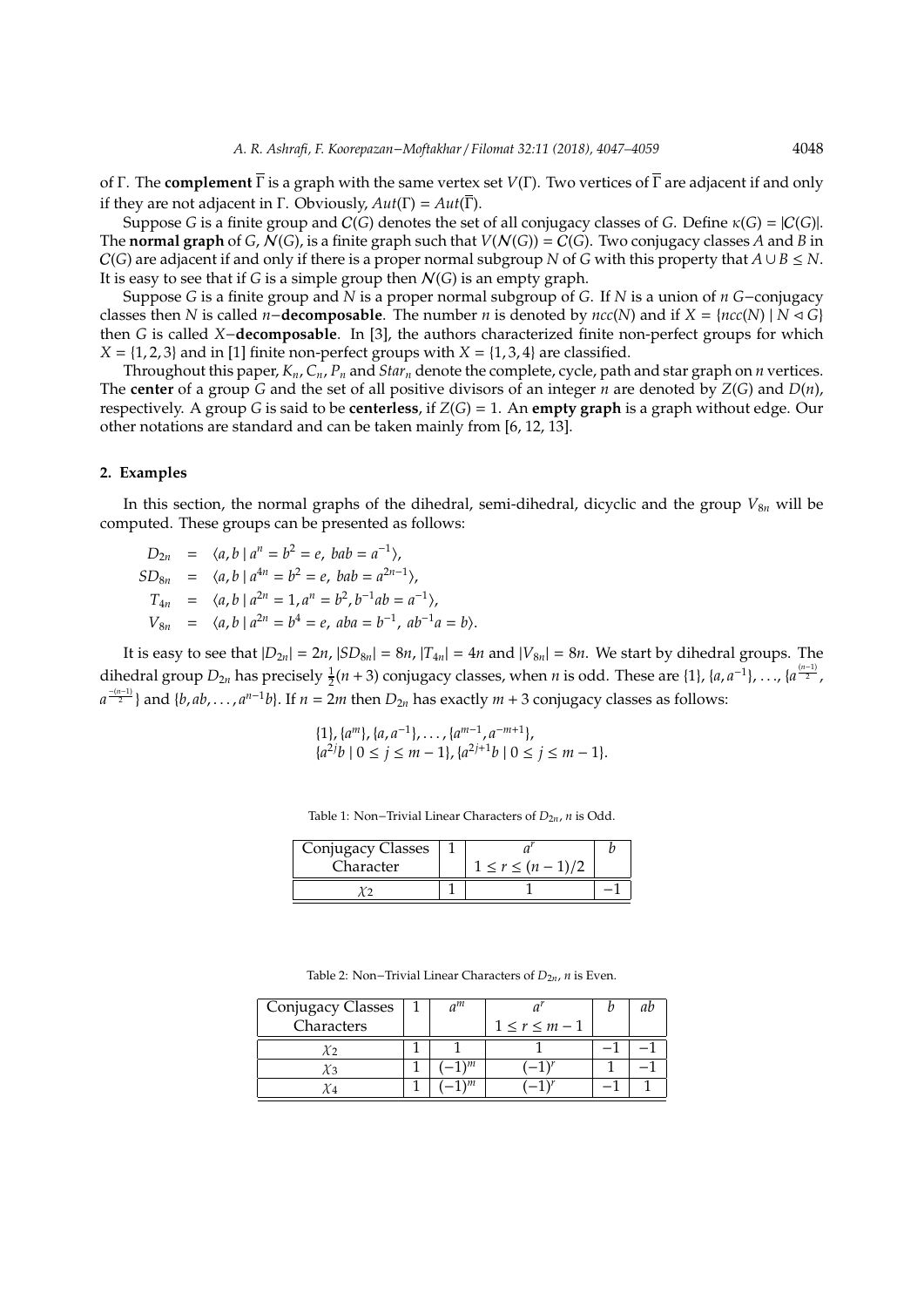of $\Gamma$. The **complement** $\overline{\Gamma}$ is a graph with the same vertex set $V(\Gamma)$. Two vertices of $\overline{\Gamma}$ are adjacent if and only if they are not adjacent in $\Gamma$. Obviously, $Aut(\Gamma) = Aut(\overline{\Gamma})$.

Suppose $G$ is a finite group and $\mathcal{C}(G)$ denotes the set of all conjugacy classes of $G$. Define $\kappa(G) = |\mathcal{C}(G)|$. The **normal graph** of $G$, $\mathcal{N}(G)$, is a finite graph such that $V(\mathcal{N}(G)) = \mathcal{C}(G)$. Two conjugacy classes $A$ and $B$ in $\mathcal{C}(G)$ are adjacent if and only if there is a proper normal subgroup $N$ of $G$ with this property that $A \cup B \leq N$. It is easy to see that if $G$ is a simple group then $\mathcal{N}(G)$ is an empty graph.

Suppose $G$ is a finite group and $N$ is a proper normal subgroup of $G$. If $N$ is a union of $n$ $G-$conjugacy classes then $N$ is called $n-$**decomposable**. The number $n$ is denoted by $ncc(N)$ and if $X = \{ncc(N) \mid N \lhd G\}$ then $G$ is called $X-$**decomposable**. In [3], the authors characterized finite non-perfect groups for which $X = \{1, 2, 3\}$ and in [1] finite non-perfect groups with $X = \{1, 3, 4\}$ are classified.

Throughout this paper, $K_n$, $C_n$, $P_n$ and $Star_n$ denote the complete, cycle, path and star graph on $n$ vertices. The **center** of a group $G$ and the set of all positive divisors of an integer $n$ are denoted by $Z(G)$ and $D(n)$, respectively. A group $G$ is said to be **centerless**, if $Z(G) = 1$. An **empty graph** is a graph without edge. Our other notations are standard and can be taken mainly from [6, 12, 13].

## 2. Examples

In this section, the normal graphs of the dihedral, semi-dihedral, dicyclic and the group $V_{8n}$ will be computed. These groups can be presented as follows:

$$
\begin{aligned}
D_{2n} &= \langle a, b \mid a^n = b^2 = e,\ bab = a^{-1} \rangle, \\
SD_{8n} &= \langle a, b \mid a^{4n} = b^2 = e,\ bab = a^{2n-1} \rangle, \\
T_{4n} &= \langle a, b \mid a^{2n} = 1, a^n = b^2, b^{-1}ab = a^{-1} \rangle, \\
V_{8n} &= \langle a, b \mid a^{2n} = b^4 = e,\ aba = b^{-1},\ ab^{-1}a = b \rangle.
\end{aligned}
$$

It is easy to see that $|D_{2n}| = 2n$, $|SD_{8n}| = 8n$, $|T_{4n}| = 4n$ and $|V_{8n}| = 8n$. We start by dihedral groups. The dihedral group $D_{2n}$ has precisely $\frac{1}{2}(n+3)$ conjugacy classes, when $n$ is odd. These are $\{1\}$, $\{a, a^{-1}\}$, $\ldots$, $\{a^{\frac{(n-1)}{2}}, a^{\frac{-(n-1)}{2}}\}$ and $\{b, ab, \ldots, a^{n-1}b\}$. If $n = 2m$ then $D_{2n}$ has exactly $m + 3$ conjugacy classes as follows:

$$
\begin{aligned}
&\{1\}, \{a^m\}, \{a, a^{-1}\}, \ldots, \{a^{m-1}, a^{-m+1}\}, \\
&\{a^{2j}b \mid 0 \leq j \leq m-1\}, \{a^{2j+1}b \mid 0 \leq j \leq m-1\}.
\end{aligned}
$$

Table 1: Non−Trivial Linear Characters of $D_{2n}$, $n$ is Odd.

| Conjugacy Classes Character | 1 | $a^r$ $1 \leq r \leq (n-1)/2$ | $b$ |
|---|---|---|---|
| $\chi_2$ | 1 | 1 | $-1$ |

Table 2: Non−Trivial Linear Characters of $D_{2n}$, $n$ is Even.

| Conjugacy Classes Characters | 1 | $a^m$ | $a^r$ $1 \leq r \leq m-1$ | $b$ | $ab$ |
|---|---|---|---|---|---|
| $\chi_2$ | 1 | 1 | 1 | $-1$ | $-1$ |
| $\chi_3$ | 1 | $(-1)^m$ | $(-1)^r$ | 1 | $-1$ |
| $\chi_4$ | 1 | $(-1)^m$ | $(-1)^r$ | $-1$ | 1 |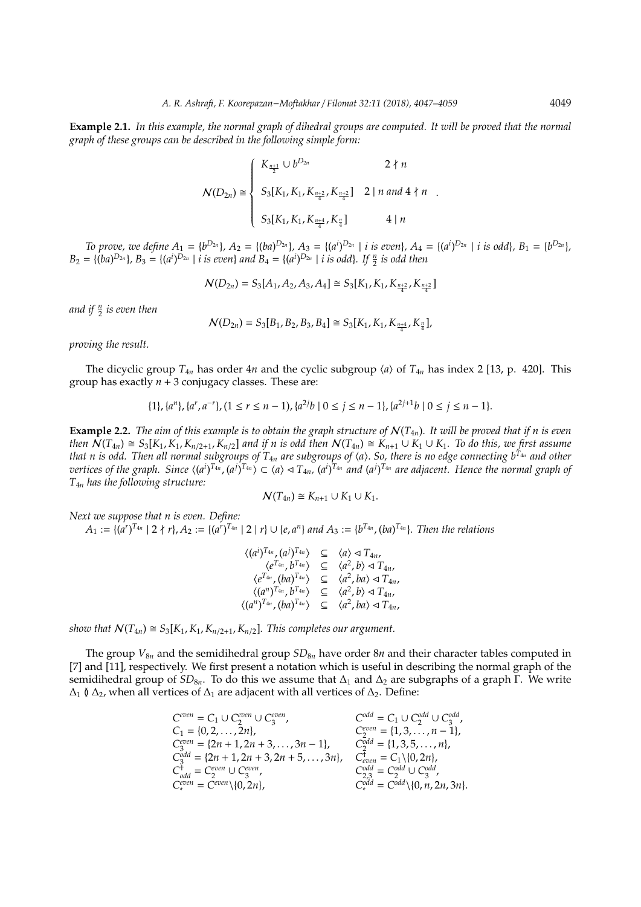**Example 2.1.** *In this example, the normal graph of dihedral groups are computed. It will be proved that the normal graph of these groups can be described in the following simple form:*

$$\mathcal{N}(D_{2n}) \cong \begin{cases} K_{\frac{n+1}{2}} \cup b^{D_{2n}} & 2 \nmid n \\ S_3[K_1, K_1, K_{\frac{n+2}{4}}, K_{\frac{n+2}{4}}] & 2 \mid n \text{ and } 4 \nmid n \\ S_3[K_1, K_1, K_{\frac{n+4}{4}}, K_{\frac{n}{4}}] & 4 \mid n \end{cases}.$$

*To prove, we define $A_1 = \{b^{D_{2n}}\}$, $A_2 = \{(ba)^{D_{2n}}\}$, $A_3 = \{(a^i)^{D_{2n}} \mid i \text{ is even}\}$, $A_4 = \{(a^i)^{D_{2n}} \mid i \text{ is odd}\}$, $B_1 = \{b^{D_{2n}}\}$, $B_2 = \{(ba)^{D_{2n}}\}$, $B_3 = \{(a^i)^{D_{2n}} \mid i \text{ is even}\}$ and $B_4 = \{(a^i)^{D_{2n}} \mid i \text{ is odd}\}$. If $\frac{n}{2}$ is odd then*

$$\mathcal{N}(D_{2n}) = S_3[A_1, A_2, A_3, A_4] \cong S_3[K_1, K_1, K_{\frac{n+2}{4}}, K_{\frac{n+2}{4}}]$$

*and if $\frac{n}{2}$ is even then*

$$\mathcal{N}(D_{2n}) = S_3[B_1, B_2, B_3, B_4] \cong S_3[K_1, K_1, K_{\frac{n+4}{4}}, K_{\frac{n}{4}}],$$

*proving the result.*

The dicyclic group $T_{4n}$ has order $4n$ and the cyclic subgroup $\langle a \rangle$ of $T_{4n}$ has index 2 [13, p. 420]. This group has exactly $n+3$ conjugacy classes. These are:

$$\{1\}, \{a^n\}, \{a^r, a^{-r}\}, (1 \leq r \leq n-1), \{a^{2j}b \mid 0 \leq j \leq n-1\}, \{a^{2j+1}b \mid 0 \leq j \leq n-1\}.$$

**Example 2.2.** *The aim of this example is to obtain the graph structure of $\mathcal{N}(T_{4n})$. It will be proved that if $n$ is even then $\mathcal{N}(T_{4n}) \cong S_3[K_1, K_1, K_{n/2+1}, K_{n/2}]$ and if $n$ is odd then $\mathcal{N}(T_{4n}) \cong K_{n+1} \cup K_1 \cup K_1$. To do this, we first assume that $n$ is odd. Then all normal subgroups of $T_{4n}$ are subgroups of $\langle a \rangle$. So, there is no edge connecting $b^{T_{4n}}$ and other vertices of the graph. Since $\langle (a^i)^{T_{4n}}, (a^j)^{T_{4n}} \rangle \subset \langle a \rangle \lhd T_{4n}$, $(a^i)^{T_{4n}}$ and $(a^j)^{T_{4n}}$ are adjacent. Hence the normal graph of $T_{4n}$ has the following structure:*

$$\mathcal{N}(T_{4n}) \cong K_{n+1} \cup K_1 \cup K_1.$$

*Next we suppose that $n$ is even. Define:*
*$A_1 := \{(a^r)^{T_{4n}} \mid 2 \nmid r\}$, $A_2 := \{(a^r)^{T_{4n}} \mid 2 \mid r\} \cup \{e, a^n\}$ and $A_3 := \{b^{T_{4n}}, (ba)^{T_{4n}}\}$. Then the relations*

$$\begin{aligned}
\langle (a^i)^{T_{4n}}, (a^j)^{T_{4n}} \rangle &\subseteq \langle a \rangle \lhd T_{4n}, \\
\langle e^{T_{4n}}, b^{T_{4n}} \rangle &\subseteq \langle a^2, b \rangle \lhd T_{4n}, \\
\langle e^{T_{4n}}, (ba)^{T_{4n}} \rangle &\subseteq \langle a^2, ba \rangle \lhd T_{4n}, \\
\langle (a^n)^{T_{4n}}, b^{T_{4n}} \rangle &\subseteq \langle a^2, b \rangle \lhd T_{4n}, \\
\langle (a^n)^{T_{4n}}, (ba)^{T_{4n}} \rangle &\subseteq \langle a^2, ba \rangle \lhd T_{4n},
\end{aligned}$$

*show that $\mathcal{N}(T_{4n}) \cong S_3[K_1, K_1, K_{n/2+1}, K_{n/2}]$. This completes our argument.*

The group $V_{8n}$ and the semidihedral group $SD_{8n}$ have order $8n$ and their character tables computed in [7] and [11], respectively. We first present a notation which is useful in describing the normal graph of the semidihedral group of $SD_{8n}$. To do this we assume that $\Delta_1$ and $\Delta_2$ are subgraphs of a graph $\Gamma$. We write $\Delta_1 \between \Delta_2$, when all vertices of $\Delta_1$ are adjacent with all vertices of $\Delta_2$. Define:

$$\begin{array}{ll}
C^{even} = C_1 \cup C_2^{even} \cup C_3^{even}, & C^{odd} = C_1 \cup C_2^{odd} \cup C_3^{odd}, \\
C_1 = \{0, 2, \ldots, 2n\}, & C_2^{even} = \{1, 3, \ldots, n-1\}, \\
C_3^{even} = \{2n+1, 2n+3, \ldots, 3n-1\}, & C_2^{odd} = \{1, 3, 5, \ldots, n\}, \\
C_3^{odd} = \{2n+1, 2n+3, 2n+5, \ldots, 3n\}, & C_{even}^{\dagger} = C_1 \backslash \{0, 2n\}, \\
C_{odd}^{\dagger} = C_2^{even} \cup C_3^{even}, & C_{2,3}^{odd} = C_2^{odd} \cup C_3^{odd}, \\
C_*^{even} = C^{even} \backslash \{0, 2n\}, & C_*^{odd} = C^{odd} \backslash \{0, n, 2n, 3n\}.
\end{array}$$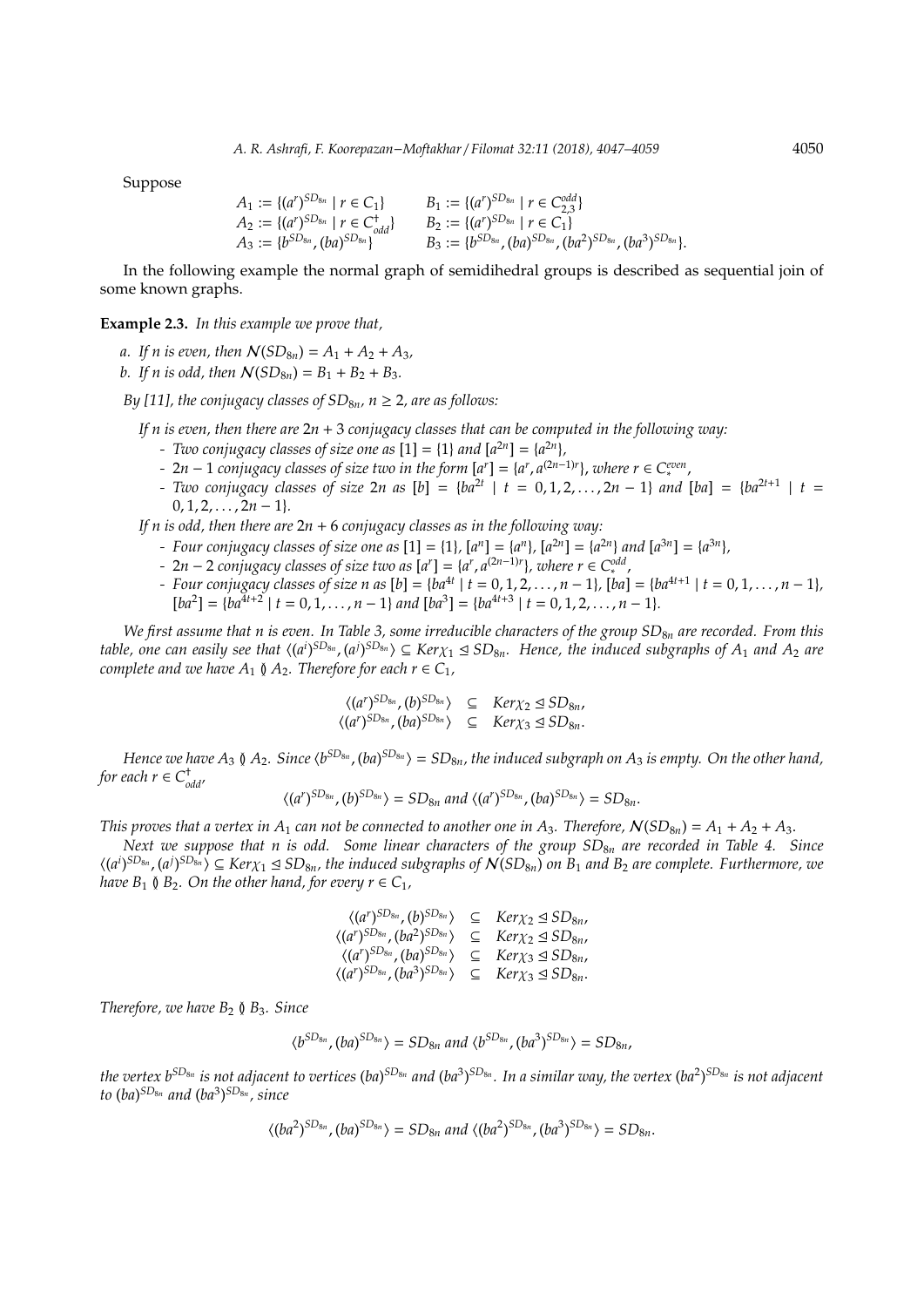Suppose

$$\begin{array}{ll} A_1 := \{(a^r)^{SD_{8n}} \mid r \in C_1\} & B_1 := \{(a^r)^{SD_{8n}} \mid r \in C_{2,3}^{odd}\} \\ A_2 := \{(a^r)^{SD_{8n}} \mid r \in C_{odd}^{\dagger}\} & B_2 := \{(a^r)^{SD_{8n}} \mid r \in C_1\} \\ A_3 := \{b^{SD_{8n}}, (ba)^{SD_{8n}}\} & B_3 := \{b^{SD_{8n}}, (ba)^{SD_{8n}}, (ba^2)^{SD_{8n}}, (ba^3)^{SD_{8n}}\}. \end{array}$$

In the following example the normal graph of semidihedral groups is described as sequential join of some known graphs.

**Example 2.3.** *In this example we prove that,*

*a. If $n$ is even, then $\mathcal{N}(SD_{8n}) = A_1 + A_2 + A_3$,*

*b. If $n$ is odd, then $\mathcal{N}(SD_{8n}) = B_1 + B_2 + B_3$.*

*By [11], the conjugacy classes of $SD_{8n}$, $n \geq 2$, are as follows:*

*If $n$ is even, then there are $2n + 3$ conjugacy classes that can be computed in the following way:*

- *Two conjugacy classes of size one as $[1] = \{1\}$ and $[a^{2n}] = \{a^{2n}\}$,*
- *$2n - 1$ conjugacy classes of size two in the form $[a^r] = \{a^r, a^{(2n-1)r}\}$, where $r \in C_*^{even}$,*
- *Two conjugacy classes of size $2n$ as $[b] = \{ba^{2t} \mid t = 0, 1, 2, \ldots, 2n - 1\}$ and $[ba] = \{ba^{2t+1} \mid t = 0, 1, 2, \ldots, 2n - 1\}$.*

*If $n$ is odd, then there are $2n + 6$ conjugacy classes as in the following way:*

- *Four conjugacy classes of size one as $[1] = \{1\}$, $[a^n] = \{a^n\}$, $[a^{2n}] = \{a^{2n}\}$ and $[a^{3n}] = \{a^{3n}\}$,*
- *$2n - 2$ conjugacy classes of size two as $[a^r] = \{a^r, a^{(2n-1)r}\}$, where $r \in C_*^{odd}$,*
- *Four conjugacy classes of size $n$ as $[b] = \{ba^{4t} \mid t = 0, 1, 2, \ldots, n - 1\}$, $[ba] = \{ba^{4t+1} \mid t = 0, 1, \ldots, n - 1\}$, $[ba^2] = \{ba^{4t+2} \mid t = 0, 1, \ldots, n - 1\}$ and $[ba^3] = \{ba^{4t+3} \mid t = 0, 1, 2, \ldots, n - 1\}$.*

*We first assume that $n$ is even. In Table 3, some irreducible characters of the group $SD_{8n}$ are recorded. From this table, one can easily see that $\langle (a^i)^{SD_{8n}}, (a^j)^{SD_{8n}} \rangle \subseteq Ker\chi_1 \trianglelefteq SD_{8n}$. Hence, the induced subgraphs of $A_1$ and $A_2$ are complete and we have $A_1 \between A_2$. Therefore for each $r \in C_1$,*

$$\begin{array}{rcl} \langle (a^r)^{SD_{8n}}, (b)^{SD_{8n}} \rangle & \subseteq & Ker\chi_2 \trianglelefteq SD_{8n}, \\ \langle (a^r)^{SD_{8n}}, (ba)^{SD_{8n}} \rangle & \subseteq & Ker\chi_3 \trianglelefteq SD_{8n}. \end{array}$$

*Hence we have $A_3 \between A_2$. Since $\langle b^{SD_{8n}}, (ba)^{SD_{8n}} \rangle = SD_{8n}$, the induced subgraph on $A_3$ is empty. On the other hand, for each $r \in C_{odd}^{\dagger}$,*

$$\langle (a^r)^{SD_{8n}}, (b)^{SD_{8n}} \rangle = SD_{8n} \text{ and } \langle (a^r)^{SD_{8n}}, (ba)^{SD_{8n}} \rangle = SD_{8n}.$$

*This proves that a vertex in $A_1$ can not be connected to another one in $A_3$. Therefore, $\mathcal{N}(SD_{8n}) = A_1 + A_2 + A_3$.*

*Next we suppose that $n$ is odd. Some linear characters of the group $SD_{8n}$ are recorded in Table 4. Since $\langle (a^i)^{SD_{8n}}, (a^j)^{SD_{8n}} \rangle \subseteq Ker\chi_1 \trianglelefteq SD_{8n}$, the induced subgraphs of $\mathcal{N}(SD_{8n})$ on $B_1$ and $B_2$ are complete. Furthermore, we have $B_1 \between B_2$. On the other hand, for every $r \in C_1$,*

$$\begin{array}{rcl} \langle (a^r)^{SD_{8n}}, (b)^{SD_{8n}} \rangle & \subseteq & Ker\chi_2 \trianglelefteq SD_{8n}, \\ \langle (a^r)^{SD_{8n}}, (ba^2)^{SD_{8n}} \rangle & \subseteq & Ker\chi_2 \trianglelefteq SD_{8n}, \\ \langle (a^r)^{SD_{8n}}, (ba)^{SD_{8n}} \rangle & \subseteq & Ker\chi_3 \trianglelefteq SD_{8n}, \\ \langle (a^r)^{SD_{8n}}, (ba^3)^{SD_{8n}} \rangle & \subseteq & Ker\chi_3 \trianglelefteq SD_{8n}. \end{array}$$

*Therefore, we have $B_2 \between B_3$. Since*

$$\langle b^{SD_{8n}}, (ba)^{SD_{8n}} \rangle = SD_{8n} \text{ and } \langle b^{SD_{8n}}, (ba^3)^{SD_{8n}} \rangle = SD_{8n},$$

*the vertex $b^{SD_{8n}}$ is not adjacent to vertices $(ba)^{SD_{8n}}$ and $(ba^3)^{SD_{8n}}$. In a similar way, the vertex $(ba^2)^{SD_{8n}}$ is not adjacent to $(ba)^{SD_{8n}}$ and $(ba^3)^{SD_{8n}}$, since*

$$\langle (ba^2)^{SD_{8n}}, (ba)^{SD_{8n}} \rangle = SD_{8n} \text{ and } \langle (ba^2)^{SD_{8n}}, (ba^3)^{SD_{8n}} \rangle = SD_{8n}.$$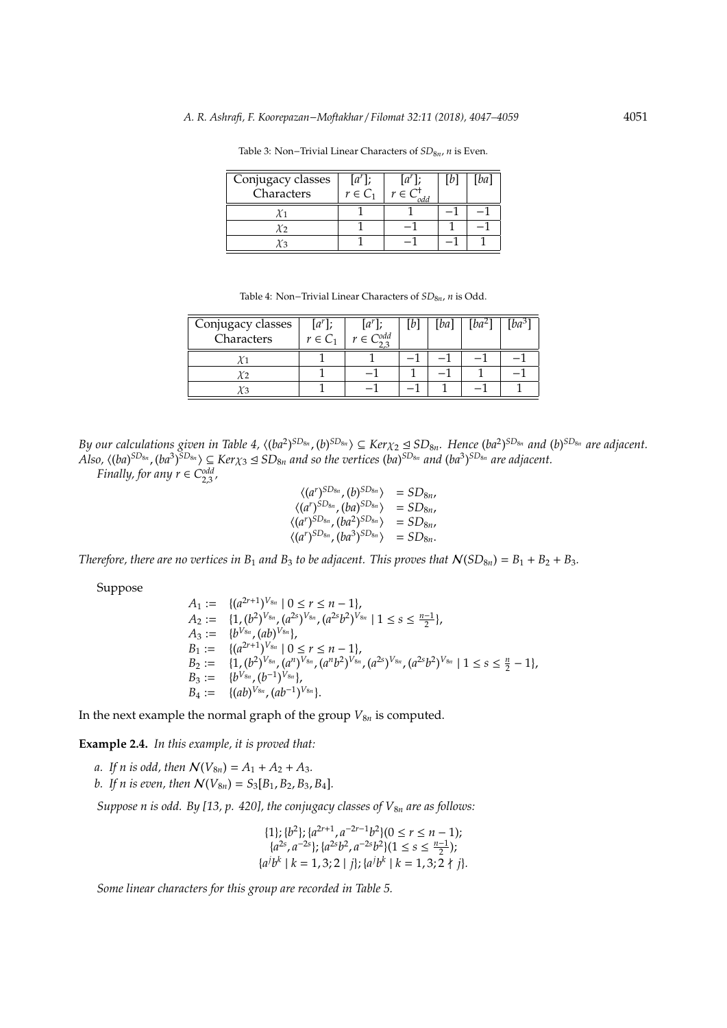Table 3: Non−Trivial Linear Characters of $SD_{8n}$, $n$ is Even.

| Conjugacy classes<br>Characters | $[a^r]$;<br>$r \in C_1$ | $[a^r]$;<br>$r \in C^{\dagger}_{odd}$ | $[b]$ | $[ba]$ |
|---|---|---|---|---|
| $\chi_1$ | 1 | 1 | −1 | −1 |
| $\chi_2$ | 1 | −1 | 1 | −1 |
| $\chi_3$ | 1 | −1 | −1 | 1 |

Table 4: Non−Trivial Linear Characters of $SD_{8n}$, $n$ is Odd.

| Conjugacy classes<br>Characters | $[a^r]$;<br>$r \in C_1$ | $[a^r]$;<br>$r \in C^{odd}_{2,3}$ | $[b]$ | $[ba]$ | $[ba^2]$ | $[ba^3]$ |
|---|---|---|---|---|---|---|
| $\chi_1$ | 1 | 1 | −1 | −1 | −1 | −1 |
| $\chi_2$ | 1 | −1 | 1 | −1 | 1 | −1 |
| $\chi_3$ | 1 | −1 | −1 | 1 | −1 | 1 |

*By our calculations given in Table 4, $\langle (ba^2)^{SD_{8n}}, (b)^{SD_{8n}} \rangle \subseteq Ker\chi_2 \trianglelefteq SD_{8n}$. Hence $(ba^2)^{SD_{8n}}$ and $(b)^{SD_{8n}}$ are adjacent. Also, $\langle (ba)^{SD_{8n}}, (ba^3)^{SD_{8n}} \rangle \subseteq Ker\chi_3 \trianglelefteq SD_{8n}$ and so the vertices $(ba)^{SD_{8n}}$ and $(ba^3)^{SD_{8n}}$ are adjacent.*

*Finally, for any $r \in C^{odd}_{2,3}$,*

$$
\begin{aligned}
\langle (a^r)^{SD_{8n}}, (b)^{SD_{8n}} \rangle &= SD_{8n}, \\
\langle (a^r)^{SD_{8n}}, (ba)^{SD_{8n}} \rangle &= SD_{8n}, \\
\langle (a^r)^{SD_{8n}}, (ba^2)^{SD_{8n}} \rangle &= SD_{8n}, \\
\langle (a^r)^{SD_{8n}}, (ba^3)^{SD_{8n}} \rangle &= SD_{8n}.
\end{aligned}
$$

*Therefore, there are no vertices in $B_1$ and $B_3$ to be adjacent. This proves that $\mathcal{N}(SD_{8n}) = B_1 + B_2 + B_3$.*

Suppose

$$
\begin{aligned}
A_1 &:= \{(a^{2r+1})^{V_{8n}} \mid 0 \leq r \leq n-1\}, \\
A_2 &:= \{1, (b^2)^{V_{8n}}, (a^{2s})^{V_{8n}}, (a^{2s}b^2)^{V_{8n}} \mid 1 \leq s \leq \tfrac{n-1}{2}\}, \\
A_3 &:= \{b^{V_{8n}}, (ab)^{V_{8n}}\}, \\
B_1 &:= \{(a^{2r+1})^{V_{8n}} \mid 0 \leq r \leq n-1\}, \\
B_2 &:= \{1, (b^2)^{V_{8n}}, (a^n)^{V_{8n}}, (a^nb^2)^{V_{8n}}, (a^{2s})^{V_{8n}}, (a^{2s}b^2)^{V_{8n}} \mid 1 \leq s \leq \tfrac{n}{2} - 1\}, \\
B_3 &:= \{b^{V_{8n}}, (b^{-1})^{V_{8n}}\}, \\
B_4 &:= \{(ab)^{V_{8n}}, (ab^{-1})^{V_{8n}}\}.
\end{aligned}
$$

In the next example the normal graph of the group $V_{8n}$ is computed.

**Example 2.4.** *In this example, it is proved that:*

*a. If $n$ is odd, then $\mathcal{N}(V_{8n}) = A_1 + A_2 + A_3$.*

*b. If $n$ is even, then $\mathcal{N}(V_{8n}) = S_3[B_1, B_2, B_3, B_4]$.*

*Suppose $n$ is odd. By [13, p. 420], the conjugacy classes of $V_{8n}$ are as follows:*

$$
\begin{gathered}
\{1\}; \{b^2\}; \{a^{2r+1}, a^{-2r-1}b^2\}(0 \leq r \leq n-1); \\
\{a^{2s}, a^{-2s}\}; \{a^{2s}b^2, a^{-2s}b^2\}(1 \leq s \leq \tfrac{n-1}{2}); \\
\{a^jb^k \mid k = 1, 3; 2 \mid j\}; \{a^jb^k \mid k = 1, 3; 2 \nmid j\}.
\end{gathered}
$$

*Some linear characters for this group are recorded in Table 5.*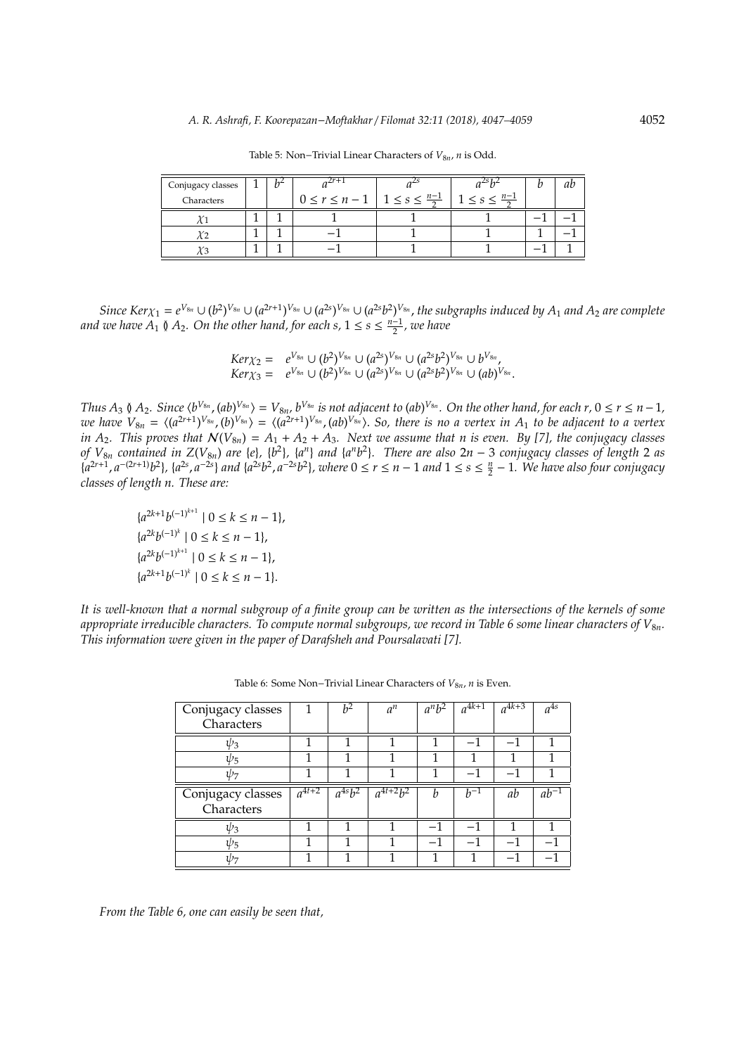Table 5: Non−Trivial Linear Characters of $V_{8n}$, $n$ is Odd.

| Conjugacy classes / Characters | 1 | $b^2$ | $a^{2r+1}$ $0 \leq r \leq n-1$ | $a^{2s}$ $1 \leq s \leq \frac{n-1}{2}$ | $a^{2s}b^2$ $1 \leq s \leq \frac{n-1}{2}$ | $b$ | $ab$ |
|---|---|---|---|---|---|---|---|
| $\chi_1$ | 1 | 1 | 1 | 1 | 1 | −1 | −1 |
| $\chi_2$ | 1 | 1 | −1 | 1 | 1 | 1 | −1 |
| $\chi_3$ | 1 | 1 | −1 | 1 | 1 | −1 | 1 |

*Since* $Ker\chi_1 = e^{V_{8n}} \cup (b^2)^{V_{8n}} \cup (a^{2r+1})^{V_{8n}} \cup (a^{2s})^{V_{8n}} \cup (a^{2s}b^2)^{V_{8n}}$, *the subgraphs induced by* $A_1$ *and* $A_2$ *are complete and we have* $A_1 \between A_2$. *On the other hand, for each* $s$, $1 \leq s \leq \frac{n-1}{2}$, *we have*

$$
\begin{aligned}
Ker\chi_2 &= e^{V_{8n}} \cup (b^2)^{V_{8n}} \cup (a^{2s})^{V_{8n}} \cup (a^{2s}b^2)^{V_{8n}} \cup b^{V_{8n}}, \\
Ker\chi_3 &= e^{V_{8n}} \cup (b^2)^{V_{8n}} \cup (a^{2s})^{V_{8n}} \cup (a^{2s}b^2)^{V_{8n}} \cup (ab)^{V_{8n}}.
\end{aligned}
$$

*Thus* $A_3 \between A_2$. *Since* $\langle b^{V_{8n}}, (ab)^{V_{8n}} \rangle = V_{8n}$, $b^{V_{8n}}$ *is not adjacent to* $(ab)^{V_{8n}}$. *On the other hand, for each* $r$, $0 \leq r \leq n-1$, *we have* $V_{8n} = \langle (a^{2r+1})^{V_{8n}}, (b)^{V_{8n}} \rangle = \langle (a^{2r+1})^{V_{8n}}, (ab)^{V_{8n}} \rangle$. *So, there is no a vertex in* $A_1$ *to be adjacent to a vertex in* $A_2$. *This proves that* $\mathcal{N}(V_{8n}) = A_1 + A_2 + A_3$. *Next we assume that* $n$ *is even. By [7], the conjugacy classes of* $V_{8n}$ *contained in* $Z(V_{8n})$ *are* $\{e\}$, $\{b^2\}$, $\{a^n\}$ *and* $\{a^nb^2\}$. *There are also* $2n-3$ *conjugacy classes of length* 2 *as* $\{a^{2r+1}, a^{-(2r+1)}b^2\}$, $\{a^{2s}, a^{-2s}\}$ *and* $\{a^{2s}b^2, a^{-2s}b^2\}$, *where* $0 \leq r \leq n-1$ *and* $1 \leq s \leq \frac{n}{2} - 1$. *We have also four conjugacy classes of length* $n$. *These are:*

$$
\begin{aligned}
&\{a^{2k+1}b^{(-1)^{k+1}} \mid 0 \leq k \leq n-1\}, \\
&\{a^{2k}b^{(-1)^{k}} \mid 0 \leq k \leq n-1\}, \\
&\{a^{2k}b^{(-1)^{k+1}} \mid 0 \leq k \leq n-1\}, \\
&\{a^{2k+1}b^{(-1)^{k}} \mid 0 \leq k \leq n-1\}.
\end{aligned}
$$

*It is well-known that a normal subgroup of a finite group can be written as the intersections of the kernels of some appropriate irreducible characters. To compute normal subgroups, we record in Table 6 some linear characters of* $V_{8n}$. *This information were given in the paper of Darafsheh and Poursalavati [7].*

Table 6: Some Non−Trivial Linear Characters of $V_{8n}$, $n$ is Even.

| Conjugacy classes / Characters | 1 | $b^2$ | $a^n$ | $a^nb^2$ | $a^{4k+1}$ | $a^{4k+3}$ | $a^{4s}$ |
|---|---|---|---|---|---|---|---|
| $\psi_3$ | 1 | 1 | 1 | 1 | −1 | −1 | 1 |
| $\psi_5$ | 1 | 1 | 1 | 1 | 1 | 1 | 1 |
| $\psi_7$ | 1 | 1 | 1 | 1 | −1 | −1 | 1 |
| **Conjugacy classes / Characters** | $a^{4t+2}$ | $a^{4s}b^2$ | $a^{4t+2}b^2$ | $b$ | $b^{-1}$ | $ab$ | $ab^{-1}$ |
| $\psi_3$ | 1 | 1 | 1 | −1 | −1 | 1 | 1 |
| $\psi_5$ | 1 | 1 | 1 | −1 | −1 | −1 | −1 |
| $\psi_7$ | 1 | 1 | 1 | 1 | 1 | −1 | −1 |

*From the Table 6, one can easily be seen that,*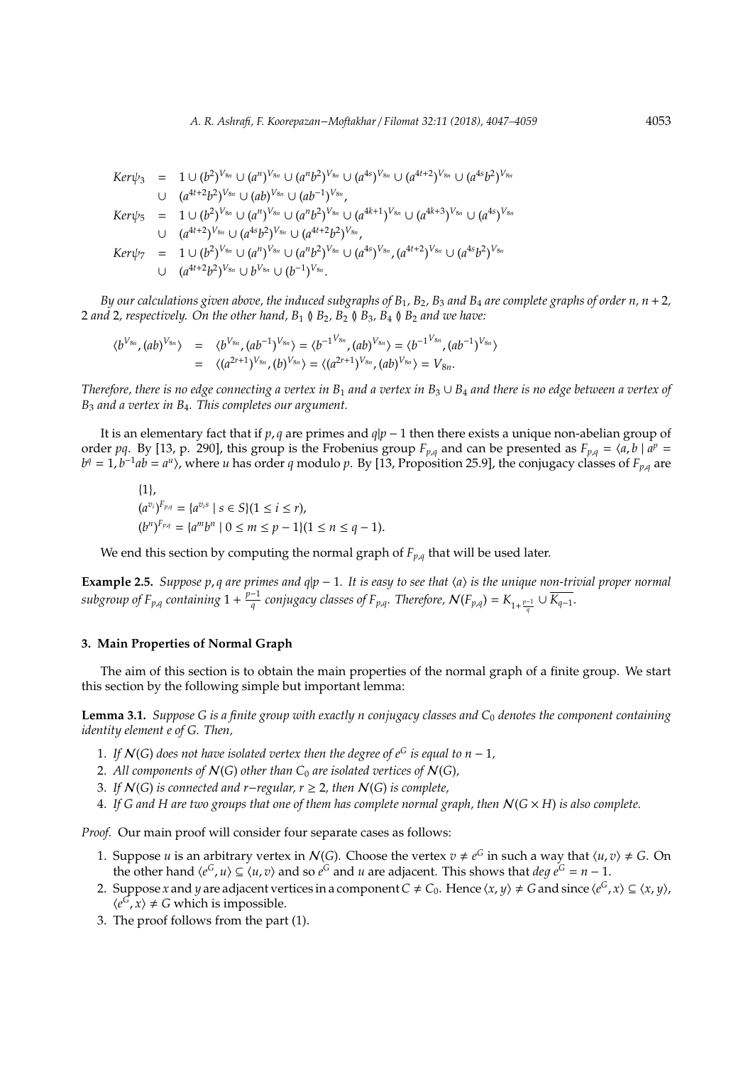$$
\begin{aligned}
Ker\psi_3 &= 1 \cup (b^2)^{V_{8n}} \cup (a^n)^{V_{8n}} \cup (a^nb^2)^{V_{8n}} \cup (a^{4s})^{V_{8n}} \cup (a^{4t+2})^{V_{8n}} \cup (a^{4s}b^2)^{V_{8n}} \\
&\cup \quad (a^{4t+2}b^2)^{V_{8n}} \cup (ab)^{V_{8n}} \cup (ab^{-1})^{V_{8n}}, \\
Ker\psi_5 &= 1 \cup (b^2)^{V_{8n}} \cup (a^n)^{V_{8n}} \cup (a^nb^2)^{V_{8n}} \cup (a^{4k+1})^{V_{8n}} \cup (a^{4k+3})^{V_{8n}} \cup (a^{4s})^{V_{8n}} \\
&\cup \quad (a^{4t+2})^{V_{8n}} \cup (a^{4s}b^2)^{V_{8n}} \cup (a^{4t+2}b^2)^{V_{8n}}, \\
Ker\psi_7 &= 1 \cup (b^2)^{V_{8n}} \cup (a^n)^{V_{8n}} \cup (a^nb^2)^{V_{8n}} \cup (a^{4s})^{V_{8n}}, (a^{4t+2})^{V_{8n}} \cup (a^{4s}b^2)^{V_{8n}} \\
&\cup \quad (a^{4t+2}b^2)^{V_{8n}} \cup b^{V_{8n}} \cup (b^{-1})^{V_{8n}}.
\end{aligned}
$$

*By our calculations given above, the induced subgraphs of $B_1$, $B_2$, $B_3$ and $B_4$ are complete graphs of order $n$, $n+2$, 2 and 2, respectively. On the other hand, $B_1 \between B_2$, $B_2 \between B_3$, $B_4 \between B_2$ and we have:*

$$
\begin{aligned}
\langle b^{V_{8n}}, (ab)^{V_{8n}} \rangle &= \langle b^{V_{8n}}, (ab^{-1})^{V_{8n}} \rangle = \langle {b^{-1}}^{V_{8n}}, (ab)^{V_{8n}} \rangle = \langle {b^{-1}}^{V_{8n}}, (ab^{-1})^{V_{8n}} \rangle \\
&= \langle (a^{2r+1})^{V_{8n}}, (b)^{V_{8n}} \rangle = \langle (a^{2r+1})^{V_{8n}}, (ab)^{V_{8n}} \rangle = V_{8n}.
\end{aligned}
$$

*Therefore, there is no edge connecting a vertex in $B_1$ and a vertex in $B_3 \cup B_4$ and there is no edge between a vertex of $B_3$ and a vertex in $B_4$. This completes our argument.*

It is an elementary fact that if $p, q$ are primes and $q|p-1$ then there exists a unique non-abelian group of order $pq$. By [13, p. 290], this group is the Frobenius group $F_{p,q}$ and can be presented as $F_{p,q} = \langle a, b \mid a^p = b^q = 1, b^{-1}ab = a^u \rangle$, where $u$ has order $q$ modulo $p$. By [13, Proposition 25.9], the conjugacy classes of $F_{p,q}$ are

$\{1\}$,
$(a^{v_i})^{F_{p,q}} = \{a^{v_i s} \mid s \in S\}(1 \le i \le r)$,
$(b^n)^{F_{p,q}} = \{a^m b^n \mid 0 \le m \le p-1\}(1 \le n \le q-1)$.

We end this section by computing the normal graph of $F_{p,q}$ that will be used later.

**Example 2.5.** *Suppose $p, q$ are primes and $q|p-1$. It is easy to see that $\langle a \rangle$ is the unique non-trivial proper normal subgroup of $F_{p,q}$ containing $1 + \frac{p-1}{q}$ conjugacy classes of $F_{p,q}$. Therefore, $\mathcal{N}(F_{p,q}) = K_{1+\frac{p-1}{q}} \cup \overline{K_{q-1}}$.*

## 3. Main Properties of Normal Graph

The aim of this section is to obtain the main properties of the normal graph of a finite group. We start this section by the following simple but important lemma:

**Lemma 3.1.** *Suppose $G$ is a finite group with exactly $n$ conjugacy classes and $C_0$ denotes the component containing identity element $e$ of $G$. Then,*

1. *If $\mathcal{N}(G)$ does not have isolated vertex then the degree of $e^G$ is equal to $n-1$,*
2. *All components of $\mathcal{N}(G)$ other than $C_0$ are isolated vertices of $\mathcal{N}(G)$,*
3. *If $\mathcal{N}(G)$ is connected and $r$−regular, $r \ge 2$, then $\mathcal{N}(G)$ is complete,*
4. *If $G$ and $H$ are two groups that one of them has complete normal graph, then $\mathcal{N}(G \times H)$ is also complete.*

*Proof.* Our main proof will consider four separate cases as follows:

1. Suppose $u$ is an arbitrary vertex in $\mathcal{N}(G)$. Choose the vertex $v \ne e^G$ in such a way that $\langle u, v \rangle \ne G$. On the other hand $\langle e^G, u \rangle \subseteq \langle u, v \rangle$ and so $e^G$ and $u$ are adjacent. This shows that $deg\, e^G = n-1$.
2. Suppose $x$ and $y$ are adjacent vertices in a component $C \ne C_0$. Hence $\langle x, y \rangle \ne G$ and since $\langle e^G, x \rangle \subseteq \langle x, y \rangle$, $\langle e^G, x \rangle \ne G$ which is impossible.
3. The proof follows from the part (1).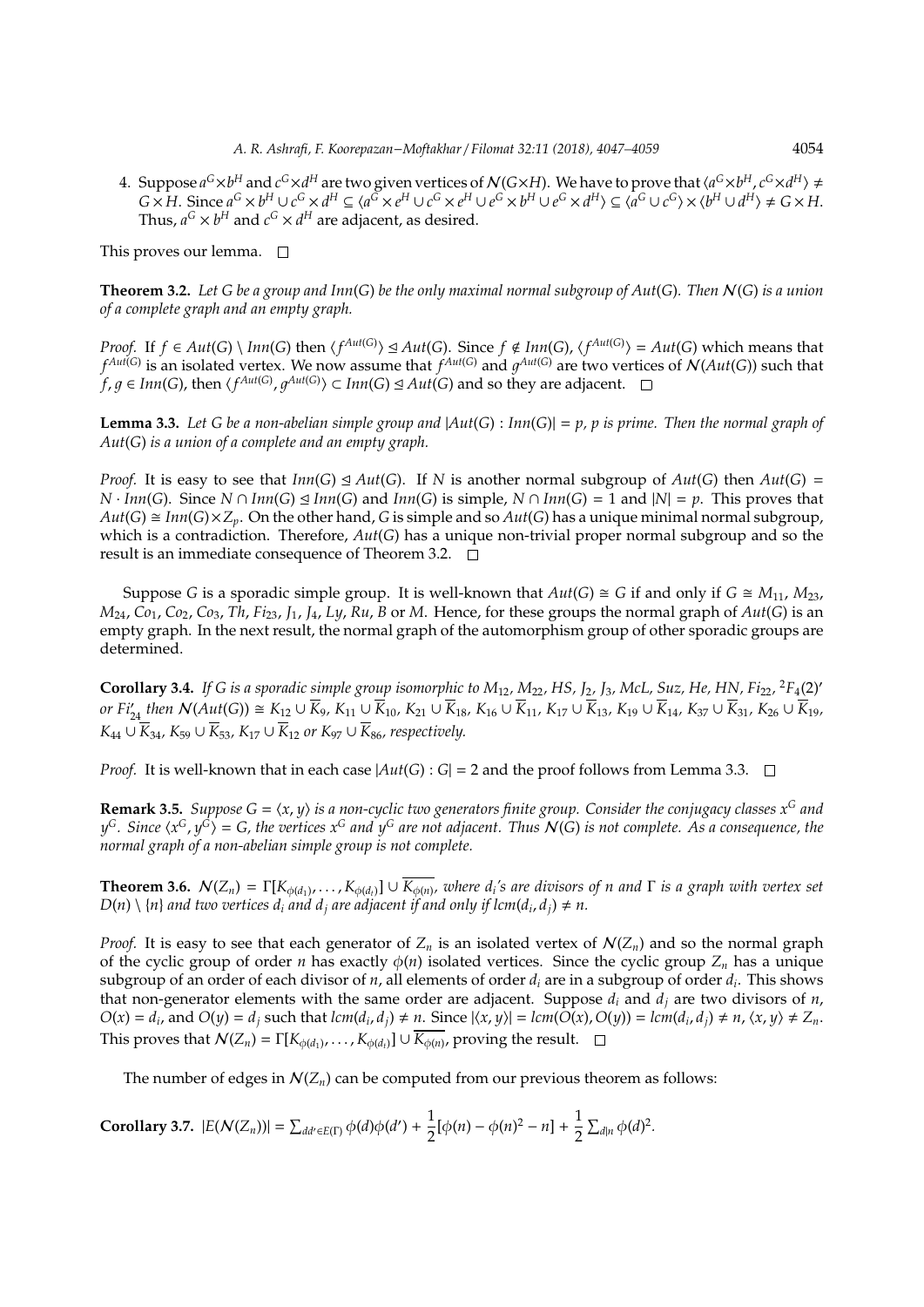4. Suppose $a^G \times b^H$ and $c^G \times d^H$ are two given vertices of $\mathcal{N}(G \times H)$. We have to prove that $\langle a^G \times b^H, c^G \times d^H \rangle \neq G \times H$. Since $a^G \times b^H \cup c^G \times d^H \subseteq \langle a^G \times e^H \cup c^G \times e^H \cup e^G \times b^H \cup e^G \times d^H \rangle \subseteq \langle a^G \cup c^G \rangle \times \langle b^H \cup d^H \rangle \neq G \times H$. Thus, $a^G \times b^H$ and $c^G \times d^H$ are adjacent, as desired.

This proves our lemma. □

**Theorem 3.2.** *Let $G$ be a group and $Inn(G)$ be the only maximal normal subgroup of $Aut(G)$. Then $\mathcal{N}(G)$ is a union of a complete graph and an empty graph.*

*Proof.* If $f \in Aut(G) \setminus Inn(G)$ then $\langle f^{Aut(G)} \rangle \trianglelefteq Aut(G)$. Since $f \notin Inn(G)$, $\langle f^{Aut(G)} \rangle = Aut(G)$ which means that $f^{Aut(G)}$ is an isolated vertex. We now assume that $f^{Aut(G)}$ and $g^{Aut(G)}$ are two vertices of $\mathcal{N}(Aut(G))$ such that $f, g \in Inn(G)$, then $\langle f^{Aut(G)}, g^{Aut(G)} \rangle \subset Inn(G) \trianglelefteq Aut(G)$ and so they are adjacent. □

**Lemma 3.3.** *Let $G$ be a non-abelian simple group and $|Aut(G) : Inn(G)| = p$, $p$ is prime. Then the normal graph of $Aut(G)$ is a union of a complete and an empty graph.*

*Proof.* It is easy to see that $Inn(G) \trianglelefteq Aut(G)$. If $N$ is another normal subgroup of $Aut(G)$ then $Aut(G) = N \cdot Inn(G)$. Since $N \cap Inn(G) \trianglelefteq Inn(G)$ and $Inn(G)$ is simple, $N \cap Inn(G) = 1$ and $|N| = p$. This proves that $Aut(G) \cong Inn(G) \times Z_p$. On the other hand, $G$ is simple and so $Aut(G)$ has a unique minimal normal subgroup, which is a contradiction. Therefore, $Aut(G)$ has a unique non-trivial proper normal subgroup and so the result is an immediate consequence of Theorem 3.2. □

Suppose $G$ is a sporadic simple group. It is well-known that $Aut(G) \cong G$ if and only if $G \cong M_{11}$, $M_{23}$, $M_{24}$, $Co_1$, $Co_2$, $Co_3$, $Th$, $Fi_{23}$, $J_1$, $J_4$, $Ly$, $Ru$, $B$ or $M$. Hence, for these groups the normal graph of $Aut(G)$ is an empty graph. In the next result, the normal graph of the automorphism group of other sporadic groups are determined.

**Corollary 3.4.** *If $G$ is a sporadic simple group isomorphic to $M_{12}$, $M_{22}$, $HS$, $J_2$, $J_3$, $McL$, $Suz$, $He$, $HN$, $Fi_{22}$, ${}^2F_4(2)'$ or $Fi_{24}'$ then $\mathcal{N}(Aut(G)) \cong K_{12} \cup \overline{K}_9$, $K_{11} \cup \overline{K}_{10}$, $K_{21} \cup \overline{K}_{18}$, $K_{16} \cup \overline{K}_{11}$, $K_{17} \cup \overline{K}_{13}$, $K_{19} \cup \overline{K}_{14}$, $K_{37} \cup \overline{K}_{31}$, $K_{26} \cup \overline{K}_{19}$, $K_{44} \cup \overline{K}_{34}$, $K_{59} \cup \overline{K}_{53}$, $K_{17} \cup \overline{K}_{12}$ or $K_{97} \cup \overline{K}_{86}$, respectively.*

*Proof.* It is well-known that in each case $|Aut(G) : G| = 2$ and the proof follows from Lemma 3.3. □

**Remark 3.5.** *Suppose $G = \langle x, y \rangle$ is a non-cyclic two generators finite group. Consider the conjugacy classes $x^G$ and $y^G$. Since $\langle x^G, y^G \rangle = G$, the vertices $x^G$ and $y^G$ are not adjacent. Thus $\mathcal{N}(G)$ is not complete. As a consequence, the normal graph of a non-abelian simple group is not complete.*

**Theorem 3.6.** *$\mathcal{N}(Z_n) = \Gamma[K_{\phi(d_1)}, \ldots, K_{\phi(d_t)}] \cup \overline{K_{\phi(n)}}$, where $d_i$'s are divisors of $n$ and $\Gamma$ is a graph with vertex set $D(n) \setminus \{n\}$ and two vertices $d_i$ and $d_j$ are adjacent if and only if $lcm(d_i, d_j) \neq n$.*

*Proof.* It is easy to see that each generator of $Z_n$ is an isolated vertex of $\mathcal{N}(Z_n)$ and so the normal graph of the cyclic group of order $n$ has exactly $\phi(n)$ isolated vertices. Since the cyclic group $Z_n$ has a unique subgroup of an order of each divisor of $n$, all elements of order $d_i$ are in a subgroup of order $d_i$. This shows that non-generator elements with the same order are adjacent. Suppose $d_i$ and $d_j$ are two divisors of $n$, $O(x) = d_i$, and $O(y) = d_j$ such that $lcm(d_i, d_j) \neq n$. Since $|\langle x, y \rangle| = lcm(O(x), O(y)) = lcm(d_i, d_j) \neq n$, $\langle x, y \rangle \neq Z_n$. This proves that $\mathcal{N}(Z_n) = \Gamma[K_{\phi(d_1)}, \ldots, K_{\phi(d_t)}] \cup \overline{K_{\phi(n)}}$, proving the result. □

The number of edges in $\mathcal{N}(Z_n)$ can be computed from our previous theorem as follows:

**Corollary 3.7.** $|E(\mathcal{N}(Z_n))| = \sum_{dd' \in E(\Gamma)} \phi(d)\phi(d') + \dfrac{1}{2}[\phi(n) - \phi(n)^2 - n] + \dfrac{1}{2} \sum_{d|n} \phi(d)^2.$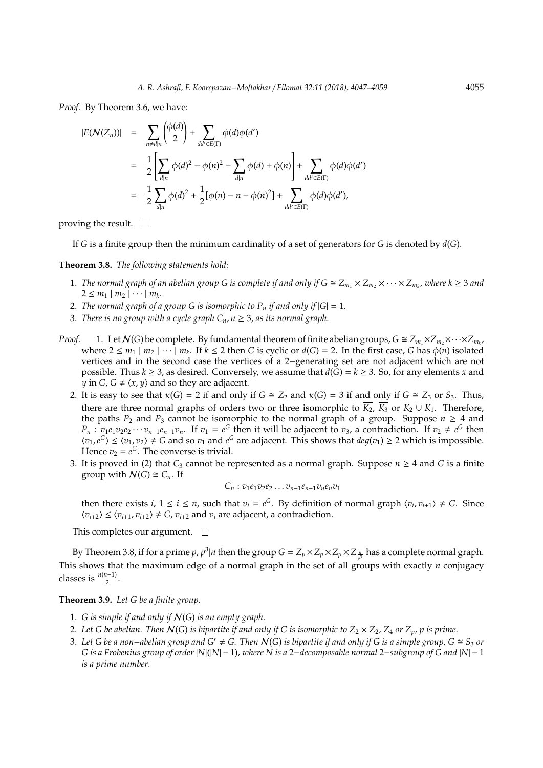*Proof.* By Theorem 3.6, we have:

$$
\begin{aligned}
|E(\mathcal{N}(Z_n))| &= \sum_{n \neq d | n} \binom{\phi(d)}{2} + \sum_{dd' \in E(\Gamma)} \phi(d)\phi(d') \\
&= \frac{1}{2}\left[\sum_{d|n} \phi(d)^2 - \phi(n)^2 - \sum_{d|n} \phi(d) + \phi(n)\right] + \sum_{dd' \in E(\Gamma)} \phi(d)\phi(d') \\
&= \frac{1}{2}\sum_{d|n} \phi(d)^2 + \frac{1}{2}[\phi(n) - n - \phi(n)^2] + \sum_{dd' \in E(\Gamma)} \phi(d)\phi(d'),
\end{aligned}
$$

proving the result. □

If $G$ is a finite group then the minimum cardinality of a set of generators for $G$ is denoted by $d(G)$.

**Theorem 3.8.** *The following statements hold:*

1. *The normal graph of an abelian group $G$ is complete if and only if $G \cong Z_{m_1} \times Z_{m_2} \times \cdots \times Z_{m_k}$, where $k \geq 3$ and $2 \leq m_1 \mid m_2 \mid \cdots \mid m_k$.*
2. *The normal graph of a group $G$ is isomorphic to $P_n$ if and only if $|G| = 1$.*
3. *There is no group with a cycle graph $C_n, n \geq 3$, as its normal graph.*

*Proof.*

1. Let $\mathcal{N}(G)$ be complete. By fundamental theorem of finite abelian groups, $G \cong Z_{m_1} \times Z_{m_2} \times \cdots \times Z_{m_k}$, where $2 \leq m_1 \mid m_2 \mid \cdots \mid m_k$. If $k \leq 2$ then $G$ is cyclic or $d(G) = 2$. In the first case, $G$ has $\phi(n)$ isolated vertices and in the second case the vertices of a 2−generating set are not adjacent which are not possible. Thus $k \geq 3$, as desired. Conversely, we assume that $d(G) = k \geq 3$. So, for any elements $x$ and $y$ in $G$, $G \neq \langle x, y\rangle$ and so they are adjacent.
2. It is easy to see that $\kappa(G) = 2$ if and only if $G \cong Z_2$ and $\kappa(G) = 3$ if and only if $G \cong Z_3$ or $S_3$. Thus, there are three normal graphs of orders two or three isomorphic to $\overline{K_2}$, $\overline{K_3}$ or $K_2 \cup K_1$. Therefore, the paths $P_2$ and $P_3$ cannot be isomorphic to the normal graph of a group. Suppose $n \geq 4$ and $P_n : v_1e_1v_2e_2 \cdots v_{n-1}e_{n-1}v_n$. If $v_1 = e^G$ then it will be adjacent to $v_3$, a contradiction. If $v_2 \neq e^G$ then $\langle v_1, e^G\rangle \leq \langle v_1, v_2\rangle \neq G$ and so $v_1$ and $e^G$ are adjacent. This shows that $deg(v_1) \geq 2$ which is impossible. Hence $v_2 = e^G$. The converse is trivial.
3. It is proved in (2) that $C_3$ cannot be represented as a normal graph. Suppose $n \geq 4$ and $G$ is a finite group with $\mathcal{N}(G) \cong C_n$. If

$$C_n : v_1e_1v_2e_2 \ldots v_{n-1}e_{n-1}v_ne_nv_1$$

then there exists $i$, $1 \leq i \leq n$, such that $v_i = e^G$. By definition of normal graph $\langle v_i, v_{i+1}\rangle \neq G$. Since $\langle v_{i+2}\rangle \leq \langle v_{i+1}, v_{i+2}\rangle \neq G$, $v_{i+2}$ and $v_i$ are adjacent, a contradiction.

This completes our argument. □

By Theorem 3.8, if for a prime $p$, $p^3|n$ then the group $G = Z_p \times Z_p \times Z_p \times Z_{\frac{n}{p^3}}$ has a complete normal graph. This shows that the maximum edge of a normal graph in the set of all groups with exactly $n$ conjugacy classes is $\frac{n(n-1)}{2}$.

**Theorem 3.9.** *Let $G$ be a finite group.*

1. *$G$ is simple if and only if $\mathcal{N}(G)$ is an empty graph.*
2. *Let $G$ be abelian. Then $\mathcal{N}(G)$ is bipartite if and only if $G$ is isomorphic to $Z_2 \times Z_2$, $Z_4$ or $Z_p$, $p$ is prime.*
3. *Let $G$ be a non−abelian group and $G' \neq G$. Then $\mathcal{N}(G)$ is bipartite if and only if $G$ is a simple group, $G \cong S_3$ or $G$ is a Frobenius group of order $|N|(|N| - 1)$, where $N$ is a 2−decomposable normal 2−subgroup of $G$ and $|N| - 1$ is a prime number.*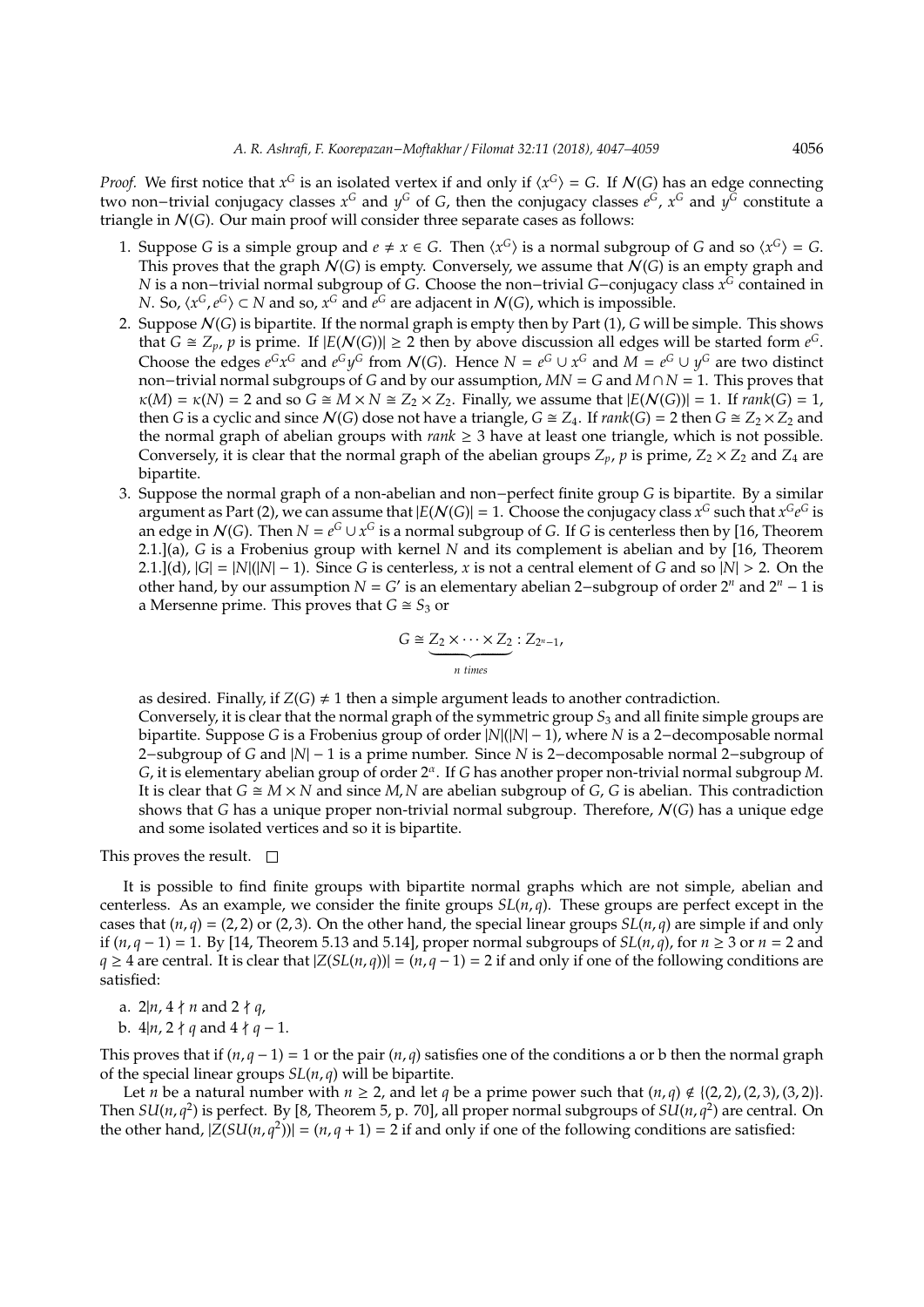*Proof.* We first notice that $x^G$ is an isolated vertex if and only if $\langle x^G \rangle = G$. If $\mathcal{N}(G)$ has an edge connecting two non−trivial conjugacy classes $x^G$ and $y^G$ of $G$, then the conjugacy classes $e^G$, $x^G$ and $y^G$ constitute a triangle in $\mathcal{N}(G)$. Our main proof will consider three separate cases as follows:

1. Suppose $G$ is a simple group and $e \neq x \in G$. Then $\langle x^G \rangle$ is a normal subgroup of $G$ and so $\langle x^G \rangle = G$. This proves that the graph $\mathcal{N}(G)$ is empty. Conversely, we assume that $\mathcal{N}(G)$ is an empty graph and $N$ is a non−trivial normal subgroup of $G$. Choose the non−trivial $G$−conjugacy class $x^G$ contained in $N$. So, $\langle x^G, e^G \rangle \subset N$ and so, $x^G$ and $e^G$ are adjacent in $\mathcal{N}(G)$, which is impossible.
2. Suppose $\mathcal{N}(G)$ is bipartite. If the normal graph is empty then by Part (1), $G$ will be simple. This shows that $G \cong Z_p$, $p$ is prime. If $|E(\mathcal{N}(G))| \geq 2$ then by above discussion all edges will be started form $e^G$. Choose the edges $e^G x^G$ and $e^G y^G$ from $\mathcal{N}(G)$. Hence $N = e^G \cup x^G$ and $M = e^G \cup y^G$ are two distinct non−trivial normal subgroups of $G$ and by our assumption, $MN = G$ and $M \cap N = 1$. This proves that $\kappa(M) = \kappa(N) = 2$ and so $G \cong M \times N \cong Z_2 \times Z_2$. Finally, we assume that $|E(\mathcal{N}(G))| = 1$. If $rank(G) = 1$, then $G$ is a cyclic and since $\mathcal{N}(G)$ dose not have a triangle, $G \cong Z_4$. If $rank(G) = 2$ then $G \cong Z_2 \times Z_2$ and the normal graph of abelian groups with $rank \geq 3$ have at least one triangle, which is not possible. Conversely, it is clear that the normal graph of the abelian groups $Z_p$, $p$ is prime, $Z_2 \times Z_2$ and $Z_4$ are bipartite.
3. Suppose the normal graph of a non-abelian and non−perfect finite group $G$ is bipartite. By a similar argument as Part (2), we can assume that $|E(\mathcal{N}(G)| = 1$. Choose the conjugacy class $x^G$ such that $x^G e^G$ is an edge in $\mathcal{N}(G)$. Then $N = e^G \cup x^G$ is a normal subgroup of $G$. If $G$ is centerless then by [16, Theorem 2.1.](a), $G$ is a Frobenius group with kernel $N$ and its complement is abelian and by [16, Theorem 2.1.](d), $|G| = |N|(|N| - 1)$. Since $G$ is centerless, $x$ is not a central element of $G$ and so $|N| > 2$. On the other hand, by our assumption $N = G'$ is an elementary abelian 2−subgroup of order $2^n$ and $2^n - 1$ is a Mersenne prime. This proves that $G \cong S_3$ or

$$G \cong \underbrace{Z_2 \times \cdots \times Z_2}_{n \text{ times}} : Z_{2^n - 1},$$

as desired. Finally, if $Z(G) \neq 1$ then a simple argument leads to another contradiction.
Conversely, it is clear that the normal graph of the symmetric group $S_3$ and all finite simple groups are bipartite. Suppose $G$ is a Frobenius group of order $|N|(|N| - 1)$, where $N$ is a 2−decomposable normal 2−subgroup of $G$ and $|N| - 1$ is a prime number. Since $N$ is 2−decomposable normal 2−subgroup of $G$, it is elementary abelian group of order $2^\alpha$. If $G$ has another proper non-trivial normal subgroup $M$. It is clear that $G \cong M \times N$ and since $M, N$ are abelian subgroup of $G$, $G$ is abelian. This contradiction shows that $G$ has a unique proper non-trivial normal subgroup. Therefore, $\mathcal{N}(G)$ has a unique edge and some isolated vertices and so it is bipartite.

This proves the result. □

It is possible to find finite groups with bipartite normal graphs which are not simple, abelian and centerless. As an example, we consider the finite groups $SL(n, q)$. These groups are perfect except in the cases that $(n, q) = (2, 2)$ or $(2, 3)$. On the other hand, the special linear groups $SL(n, q)$ are simple if and only if $(n, q - 1) = 1$. By [14, Theorem 5.13 and 5.14], proper normal subgroups of $SL(n, q)$, for $n \geq 3$ or $n = 2$ and $q \geq 4$ are central. It is clear that $|Z(SL(n, q))| = (n, q - 1) = 2$ if and only if one of the following conditions are satisfied:

a. $2|n$, $4 \nmid n$ and $2 \nmid q$,
b. $4|n$, $2 \nmid q$ and $4 \nmid q - 1$.

This proves that if $(n, q - 1) = 1$ or the pair $(n, q)$ satisfies one of the conditions a or b then the normal graph of the special linear groups $SL(n, q)$ will be bipartite.

Let $n$ be a natural number with $n \geq 2$, and let $q$ be a prime power such that $(n, q) \notin \{(2, 2), (2, 3), (3, 2)\}$. Then $SU(n, q^2)$ is perfect. By [8, Theorem 5, p. 70], all proper normal subgroups of $SU(n, q^2)$ are central. On the other hand, $|Z(SU(n, q^2))| = (n, q + 1) = 2$ if and only if one of the following conditions are satisfied: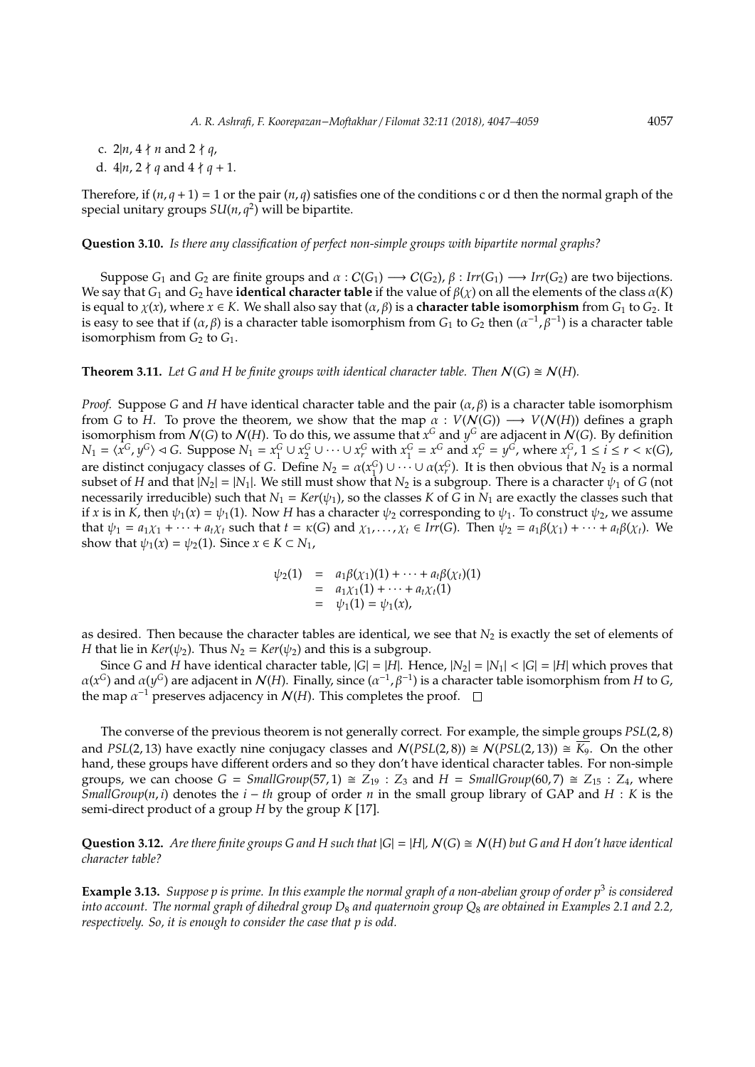c. $2|n$, $4 \nmid n$ and $2 \nmid q$,

d. $4|n$, $2 \nmid q$ and $4 \nmid q+1$.

Therefore, if $(n, q+1) = 1$ or the pair $(n, q)$ satisfies one of the conditions c or d then the normal graph of the special unitary groups $SU(n, q^2)$ will be bipartite.

**Question 3.10.** *Is there any classification of perfect non-simple groups with bipartite normal graphs?*

Suppose $G_1$ and $G_2$ are finite groups and $\alpha : \mathcal{C}(G_1) \longrightarrow \mathcal{C}(G_2)$, $\beta : Irr(G_1) \longrightarrow Irr(G_2)$ are two bijections. We say that $G_1$ and $G_2$ have **identical character table** if the value of $\beta(\chi)$ on all the elements of the class $\alpha(K)$ is equal to $\chi(x)$, where $x \in K$. We shall also say that $(\alpha, \beta)$ is a **character table isomorphism** from $G_1$ to $G_2$. It is easy to see that if $(\alpha, \beta)$ is a character table isomorphism from $G_1$ to $G_2$ then $(\alpha^{-1}, \beta^{-1})$ is a character table isomorphism from $G_2$ to $G_1$.

**Theorem 3.11.** *Let $G$ and $H$ be finite groups with identical character table. Then $\mathcal{N}(G) \cong \mathcal{N}(H)$.*

*Proof.* Suppose $G$ and $H$ have identical character table and the pair $(\alpha, \beta)$ is a character table isomorphism from $G$ to $H$. To prove the theorem, we show that the map $\alpha : V(\mathcal{N}(G)) \longrightarrow V(\mathcal{N}(H))$ defines a graph isomorphism from $\mathcal{N}(G)$ to $\mathcal{N}(H)$. To do this, we assume that $x^G$ and $y^G$ are adjacent in $\mathcal{N}(G)$. By definition $N_1 = \langle x^G, y^G \rangle \lhd G$. Suppose $N_1 = x_1^G \cup x_2^G \cup \cdots \cup x_r^G$ with $x_1^G = x^G$ and $x_r^G = y^G$, where $x_i^G$, $1 \leq i \leq r < \kappa(G)$, are distinct conjugacy classes of $G$. Define $N_2 = \alpha(x_1^G) \cup \cdots \cup \alpha(x_r^G)$. It is then obvious that $N_2$ is a normal subset of $H$ and that $|N_2| = |N_1|$. We still must show that $N_2$ is a subgroup. There is a character $\psi_1$ of $G$ (not necessarily irreducible) such that $N_1 = Ker(\psi_1)$, so the classes $K$ of $G$ in $N_1$ are exactly the classes such that if $x$ is in $K$, then $\psi_1(x) = \psi_1(1)$. Now $H$ has a character $\psi_2$ corresponding to $\psi_1$. To construct $\psi_2$, we assume that $\psi_1 = a_1\chi_1 + \cdots + a_t\chi_t$ such that $t = \kappa(G)$ and $\chi_1, \ldots, \chi_t \in Irr(G)$. Then $\psi_2 = a_1\beta(\chi_1) + \cdots + a_t\beta(\chi_t)$. We show that $\psi_1(x) = \psi_2(1)$. Since $x \in K \subset N_1$,

$$
\begin{aligned}
\psi_2(1) &= a_1\beta(\chi_1)(1) + \cdots + a_t\beta(\chi_t)(1) \\
&= a_1\chi_1(1) + \cdots + a_t\chi_t(1) \\
&= \psi_1(1) = \psi_1(x),
\end{aligned}
$$

as desired. Then because the character tables are identical, we see that $N_2$ is exactly the set of elements of $H$ that lie in $Ker(\psi_2)$. Thus $N_2 = Ker(\psi_2)$ and this is a subgroup.

Since $G$ and $H$ have identical character table, $|G| = |H|$. Hence, $|N_2| = |N_1| < |G| = |H|$ which proves that $\alpha(x^G)$ and $\alpha(y^G)$ are adjacent in $\mathcal{N}(H)$. Finally, since $(\alpha^{-1}, \beta^{-1})$ is a character table isomorphism from $H$ to $G$, the map $\alpha^{-1}$ preserves adjacency in $\mathcal{N}(H)$. This completes the proof. $\square$

The converse of the previous theorem is not generally correct. For example, the simple groups $PSL(2, 8)$ and $PSL(2, 13)$ have exactly nine conjugacy classes and $\mathcal{N}(PSL(2, 8)) \cong \mathcal{N}(PSL(2, 13)) \cong \overline{K_9}$. On the other hand, these groups have different orders and so they don't have identical character tables. For non-simple groups, we can choose $G = SmallGroup(57, 1) \cong Z_{19} : Z_3$ and $H = SmallGroup(60, 7) \cong Z_{15} : Z_4$, where $SmallGroup(n, i)$ denotes the $i-th$ group of order $n$ in the small group library of GAP and $H : K$ is the semi-direct product of a group $H$ by the group $K$ [17].

**Question 3.12.** *Are there finite groups $G$ and $H$ such that $|G| = |H|$, $\mathcal{N}(G) \cong \mathcal{N}(H)$ but $G$ and $H$ don't have identical character table?*

**Example 3.13.** *Suppose $p$ is prime. In this example the normal graph of a non-abelian group of order $p^3$ is considered into account. The normal graph of dihedral group $D_8$ and quaternoin group $Q_8$ are obtained in Examples 2.1 and 2.2, respectively. So, it is enough to consider the case that $p$ is odd.*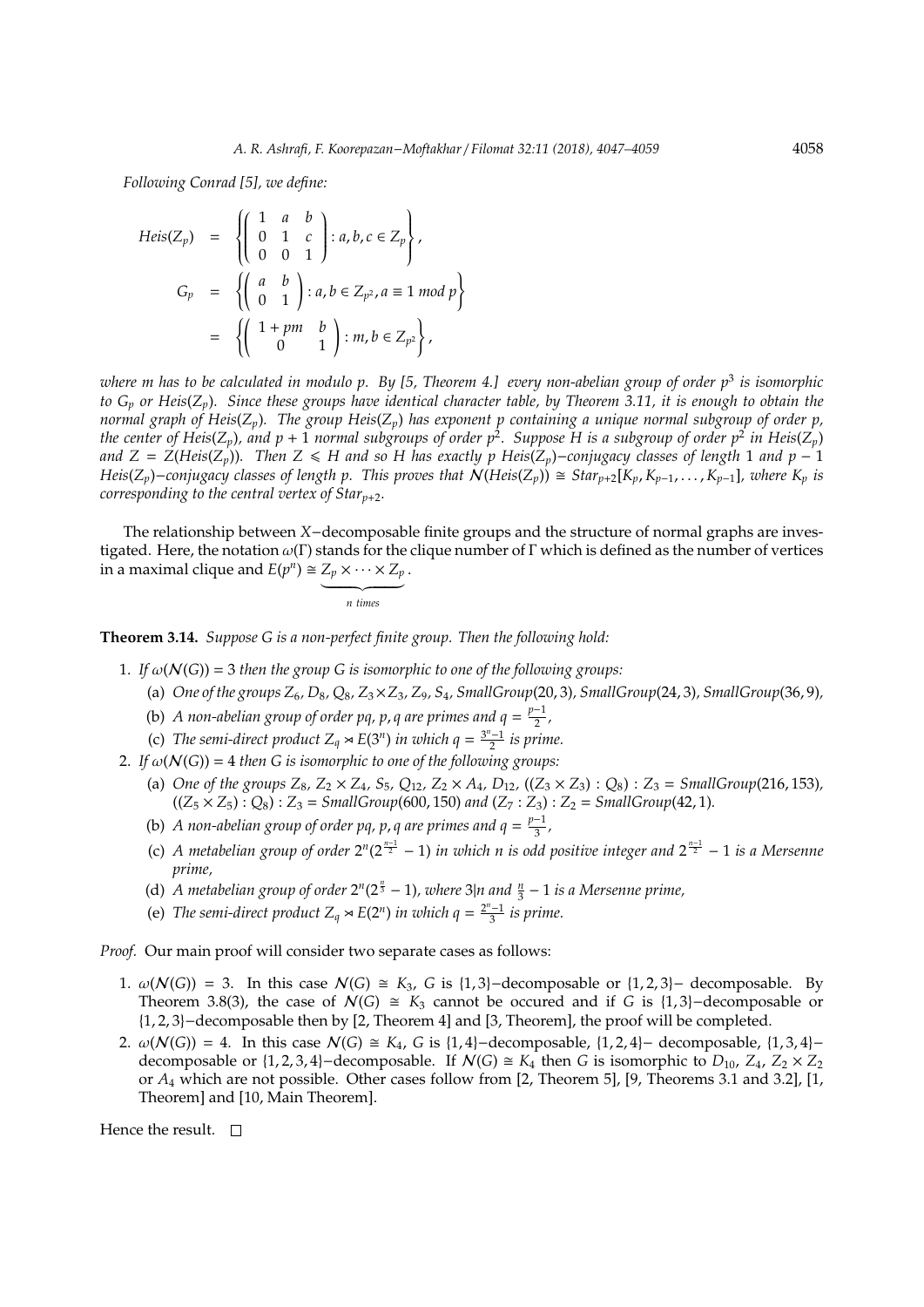*Following Conrad [5], we define:*

$$
\begin{aligned}
Heis(Z_p) &= \left\{ \begin{pmatrix} 1 & a & b \\ 0 & 1 & c \\ 0 & 0 & 1 \end{pmatrix} : a, b, c \in Z_p \right\}, \\
G_p &= \left\{ \begin{pmatrix} a & b \\ 0 & 1 \end{pmatrix} : a, b \in Z_{p^2}, a \equiv 1 \ mod\ p \right\} \\
&= \left\{ \begin{pmatrix} 1 + pm & b \\ 0 & 1 \end{pmatrix} : m, b \in Z_{p^2} \right\},
\end{aligned}
$$

*where m has to be calculated in modulo p. By [5, Theorem 4.] every non-abelian group of order $p^3$ is isomorphic to $G_p$ or $Heis(Z_p)$. Since these groups have identical character table, by Theorem 3.11, it is enough to obtain the normal graph of $Heis(Z_p)$. The group $Heis(Z_p)$ has exponent p containing a unique normal subgroup of order p, the center of $Heis(Z_p)$, and $p + 1$ normal subgroups of order $p^2$. Suppose H is a subgroup of order $p^2$ in $Heis(Z_p)$ and $Z = Z(Heis(Z_p))$. Then $Z \leqslant H$ and so H has exactly p $Heis(Z_p)$−conjugacy classes of length 1 and $p - 1$ $Heis(Z_p)$−conjugacy classes of length p. This proves that $\mathcal{N}(Heis(Z_p)) \cong Star_{p+2}[K_p, K_{p-1}, \ldots, K_{p-1}]$, where $K_p$ is corresponding to the central vertex of $Star_{p+2}$.*

The relationship between X−decomposable finite groups and the structure of normal graphs are investigated. Here, the notation $\omega(\Gamma)$ stands for the clique number of Γ which is defined as the number of vertices in a maximal clique and $E(p^n) \cong \underbrace{Z_p \times \cdots \times Z_p}_{n\ times}$.

**Theorem 3.14.** *Suppose G is a non-perfect finite group. Then the following hold:*

1. *If $\omega(\mathcal{N}(G)) = 3$ then the group G is isomorphic to one of the following groups:*
   (a) *One of the groups $Z_6$, $D_8$, $Q_8$, $Z_3 \times Z_3$, $Z_9$, $S_4$, SmallGroup(20, 3), SmallGroup(24, 3), SmallGroup(36, 9),*
   (b) *A non-abelian group of order pq, p, q are primes and $q = \frac{p-1}{2}$,*
   (c) *The semi-direct product $Z_q \rtimes E(3^n)$ in which $q = \frac{3^n-1}{2}$ is prime.*
2. *If $\omega(\mathcal{N}(G)) = 4$ then G is isomorphic to one of the following groups:*
   (a) *One of the groups $Z_8$, $Z_2 \times Z_4$, $S_5$, $Q_{12}$, $Z_2 \times A_4$, $D_{12}$, $((Z_3 \times Z_3) : Q_8) : Z_3$ = SmallGroup(216, 153), $((Z_5 \times Z_5) : Q_8) : Z_3$ = SmallGroup(600, 150) and $(Z_7 : Z_3) : Z_2$ = SmallGroup(42, 1).*
   (b) *A non-abelian group of order pq, p, q are primes and $q = \frac{p-1}{3}$,*
   (c) *A metabelian group of order $2^n(2^{\frac{n-1}{2}} - 1)$ in which n is odd positive integer and $2^{\frac{n-1}{2}} - 1$ is a Mersenne prime,*
   (d) *A metabelian group of order $2^n(2^{\frac{n}{3}} - 1)$, where $3|n$ and $\frac{n}{3} - 1$ is a Mersenne prime,*
   (e) *The semi-direct product $Z_q \rtimes E(2^n)$ in which $q = \frac{2^n-1}{3}$ is prime.*

*Proof.* Our main proof will consider two separate cases as follows:

1. $\omega(\mathcal{N}(G)) = 3$. In this case $\mathcal{N}(G) \cong K_3$, G is {1, 3}−decomposable or {1, 2, 3}− decomposable. By Theorem 3.8(3), the case of $\mathcal{N}(G) \cong K_3$ cannot be occured and if G is {1, 3}−decomposable or {1, 2, 3}−decomposable then by [2, Theorem 4] and [3, Theorem], the proof will be completed.
2. $\omega(\mathcal{N}(G)) = 4$. In this case $\mathcal{N}(G) \cong K_4$, G is {1, 4}−decomposable, {1, 2, 4}− decomposable, {1, 3, 4}− decomposable or {1, 2, 3, 4}−decomposable. If $\mathcal{N}(G) \cong K_4$ then G is isomorphic to $D_{10}$, $Z_4$, $Z_2 \times Z_2$ or $A_4$ which are not possible. Other cases follow from [2, Theorem 5], [9, Theorems 3.1 and 3.2], [1, Theorem] and [10, Main Theorem].

Hence the result. □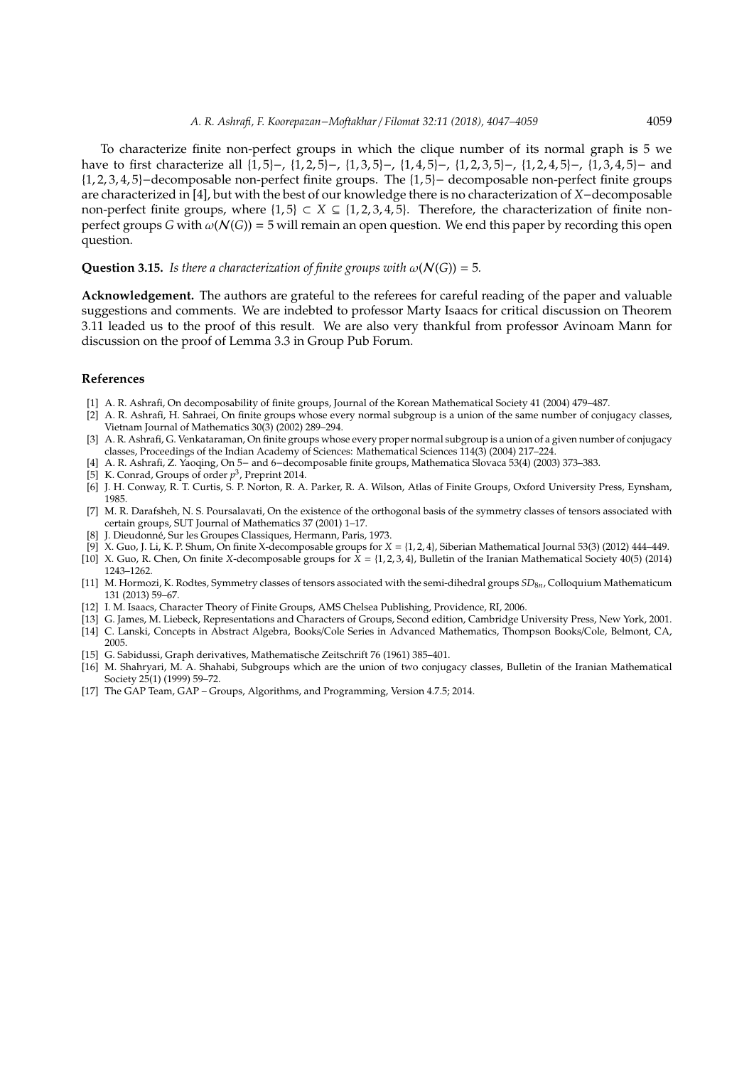To characterize finite non-perfect groups in which the clique number of its normal graph is 5 we have to first characterize all $\{1,5\}-$, $\{1,2,5\}-$, $\{1,3,5\}-$, $\{1,4,5\}-$, $\{1,2,3,5\}-$, $\{1,2,4,5\}-$, $\{1,3,4,5\}-$ and $\{1,2,3,4,5\}-$decomposable non-perfect finite groups. The $\{1,5\}-$ decomposable non-perfect finite groups are characterized in [4], but with the best of our knowledge there is no characterization of $X-$decomposable non-perfect finite groups, where $\{1,5\} \subset X \subseteq \{1,2,3,4,5\}$. Therefore, the characterization of finite non-perfect groups $G$ with $\omega(\mathcal{N}(G)) = 5$ will remain an open question. We end this paper by recording this open question.

**Question 3.15.** *Is there a characterization of finite groups with $\omega(\mathcal{N}(G)) = 5$.*

**Acknowledgement.** The authors are grateful to the referees for careful reading of the paper and valuable suggestions and comments. We are indebted to professor Marty Isaacs for critical discussion on Theorem 3.11 leaded us to the proof of this result. We are also very thankful from professor Avinoam Mann for discussion on the proof of Lemma 3.3 in Group Pub Forum.

## References

[1] A. R. Ashrafi, On decomposability of finite groups, Journal of the Korean Mathematical Society 41 (2004) 479–487.

[2] A. R. Ashrafi, H. Sahraei, On finite groups whose every normal subgroup is a union of the same number of conjugacy classes, Vietnam Journal of Mathematics 30(3) (2002) 289–294.

[3] A. R. Ashrafi, G. Venkataraman, On finite groups whose every proper normal subgroup is a union of a given number of conjugacy classes, Proceedings of the Indian Academy of Sciences: Mathematical Sciences 114(3) (2004) 217–224.

[4] A. R. Ashrafi, Z. Yaoqing, On 5− and 6−decomposable finite groups, Mathematica Slovaca 53(4) (2003) 373–383.

[5] K. Conrad, Groups of order $p^3$, Preprint 2014.

[6] J. H. Conway, R. T. Curtis, S. P. Norton, R. A. Parker, R. A. Wilson, Atlas of Finite Groups, Oxford University Press, Eynsham, 1985.

[7] M. R. Darafsheh, N. S. Poursalavati, On the existence of the orthogonal basis of the symmetry classes of tensors associated with certain groups, SUT Journal of Mathematics 37 (2001) 1–17.

[8] J. Dieudonné, Sur les Groupes Classiques, Hermann, Paris, 1973.

[9] X. Guo, J. Li, K. P. Shum, On finite X-decomposable groups for $X = \{1,2,4\}$, Siberian Mathematical Journal 53(3) (2012) 444–449.

[10] X. Guo, R. Chen, On finite X-decomposable groups for $X = \{1,2,3,4\}$, Bulletin of the Iranian Mathematical Society 40(5) (2014) 1243–1262.

[11] M. Hormozi, K. Rodtes, Symmetry classes of tensors associated with the semi-dihedral groups $SD_{8n}$, Colloquium Mathematicum 131 (2013) 59–67.

[12] I. M. Isaacs, Character Theory of Finite Groups, AMS Chelsea Publishing, Providence, RI, 2006.

[13] G. James, M. Liebeck, Representations and Characters of Groups, Second edition, Cambridge University Press, New York, 2001.

[14] C. Lanski, Concepts in Abstract Algebra, Books/Cole Series in Advanced Mathematics, Thompson Books/Cole, Belmont, CA, 2005.

[15] G. Sabidussi, Graph derivatives, Mathematische Zeitschrift 76 (1961) 385–401.

[16] M. Shahryari, M. A. Shahabi, Subgroups which are the union of two conjugacy classes, Bulletin of the Iranian Mathematical Society 25(1) (1999) 59–72.

[17] The GAP Team, GAP – Groups, Algorithms, and Programming, Version 4.7.5; 2014.